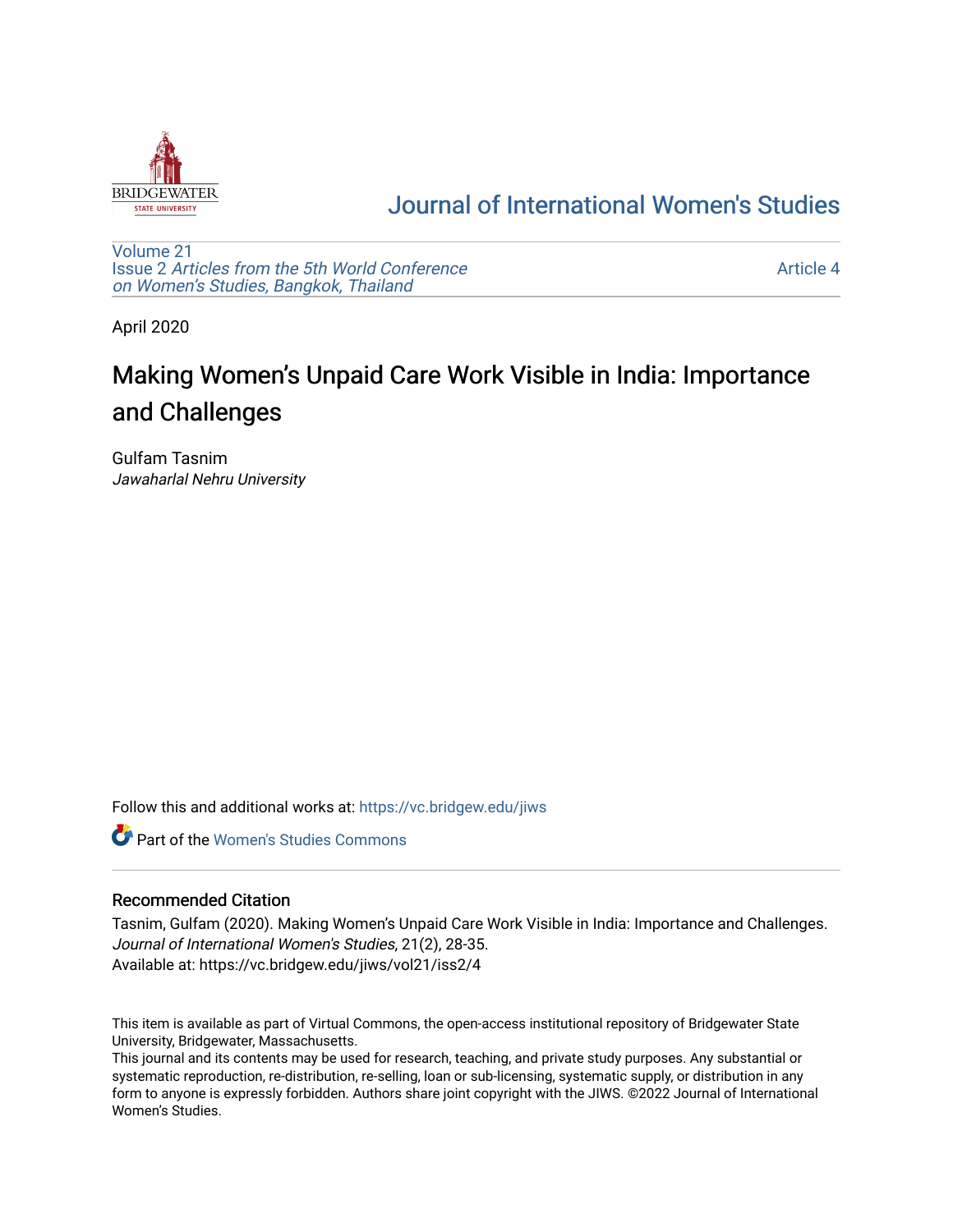# Journal of International Women's Studies

Volume 21
Issue 2 *Articles from the 5th World Conference on Women's Studies, Bangkok, Thailand*

Article 4

April 2020

# Making Women's Unpaid Care Work Visible in India: Importance and Challenges

Gulfam Tasnim
*Jawaharlal Nehru University*

Follow this and additional works at: https://vc.bridgew.edu/jiws

Part of the Women's Studies Commons

## Recommended Citation

Tasnim, Gulfam (2020). Making Women's Unpaid Care Work Visible in India: Importance and Challenges. *Journal of International Women's Studies*, 21(2), 28-35.
Available at: https://vc.bridgew.edu/jiws/vol21/iss2/4

This item is available as part of Virtual Commons, the open-access institutional repository of Bridgewater State University, Bridgewater, Massachusetts.
This journal and its contents may be used for research, teaching, and private study purposes. Any substantial or systematic reproduction, re-distribution, re-selling, loan or sub-licensing, systematic supply, or distribution in any form to anyone is expressly forbidden. Authors share joint copyright with the JIWS. ©2022 Journal of International Women's Studies.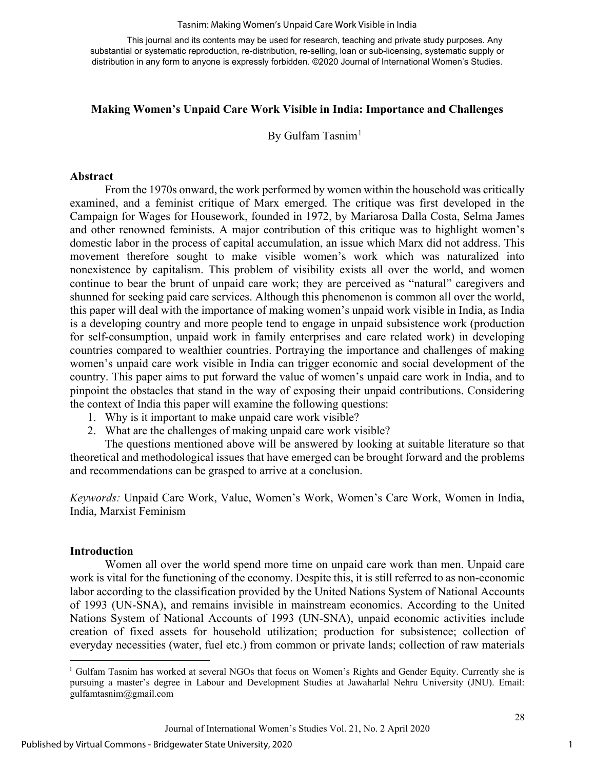# Making Women's Unpaid Care Work Visible in India: Importance and Challenges

By Gulfam Tasnim[1]

## Abstract

From the 1970s onward, the work performed by women within the household was critically examined, and a feminist critique of Marx emerged. The critique was first developed in the Campaign for Wages for Housework, founded in 1972, by Mariarosa Dalla Costa, Selma James and other renowned feminists. A major contribution of this critique was to highlight women's domestic labor in the process of capital accumulation, an issue which Marx did not address. This movement therefore sought to make visible women's work which was naturalized into nonexistence by capitalism. This problem of visibility exists all over the world, and women continue to bear the brunt of unpaid care work; they are perceived as "natural" caregivers and shunned for seeking paid care services. Although this phenomenon is common all over the world, this paper will deal with the importance of making women's unpaid work visible in India, as India is a developing country and more people tend to engage in unpaid subsistence work (production for self-consumption, unpaid work in family enterprises and care related work) in developing countries compared to wealthier countries. Portraying the importance and challenges of making women's unpaid care work visible in India can trigger economic and social development of the country. This paper aims to put forward the value of women's unpaid care work in India, and to pinpoint the obstacles that stand in the way of exposing their unpaid contributions. Considering the context of India this paper will examine the following questions:

1. Why is it important to make unpaid care work visible?
2. What are the challenges of making unpaid care work visible?

The questions mentioned above will be answered by looking at suitable literature so that theoretical and methodological issues that have emerged can be brought forward and the problems and recommendations can be grasped to arrive at a conclusion.

*Keywords:* Unpaid Care Work, Value, Women's Work, Women's Care Work, Women in India, India, Marxist Feminism

## Introduction

Women all over the world spend more time on unpaid care work than men. Unpaid care work is vital for the functioning of the economy. Despite this, it is still referred to as non-economic labor according to the classification provided by the United Nations System of National Accounts of 1993 (UN-SNA), and remains invisible in mainstream economics. According to the United Nations System of National Accounts of 1993 (UN-SNA), unpaid economic activities include creation of fixed assets for household utilization; production for subsistence; collection of everyday necessities (water, fuel etc.) from common or private lands; collection of raw materials

[1] Gulfam Tasnim has worked at several NGOs that focus on Women's Rights and Gender Equity. Currently she is pursuing a master's degree in Labour and Development Studies at Jawaharlal Nehru University (JNU). Email: gulfamtasnim@gmail.com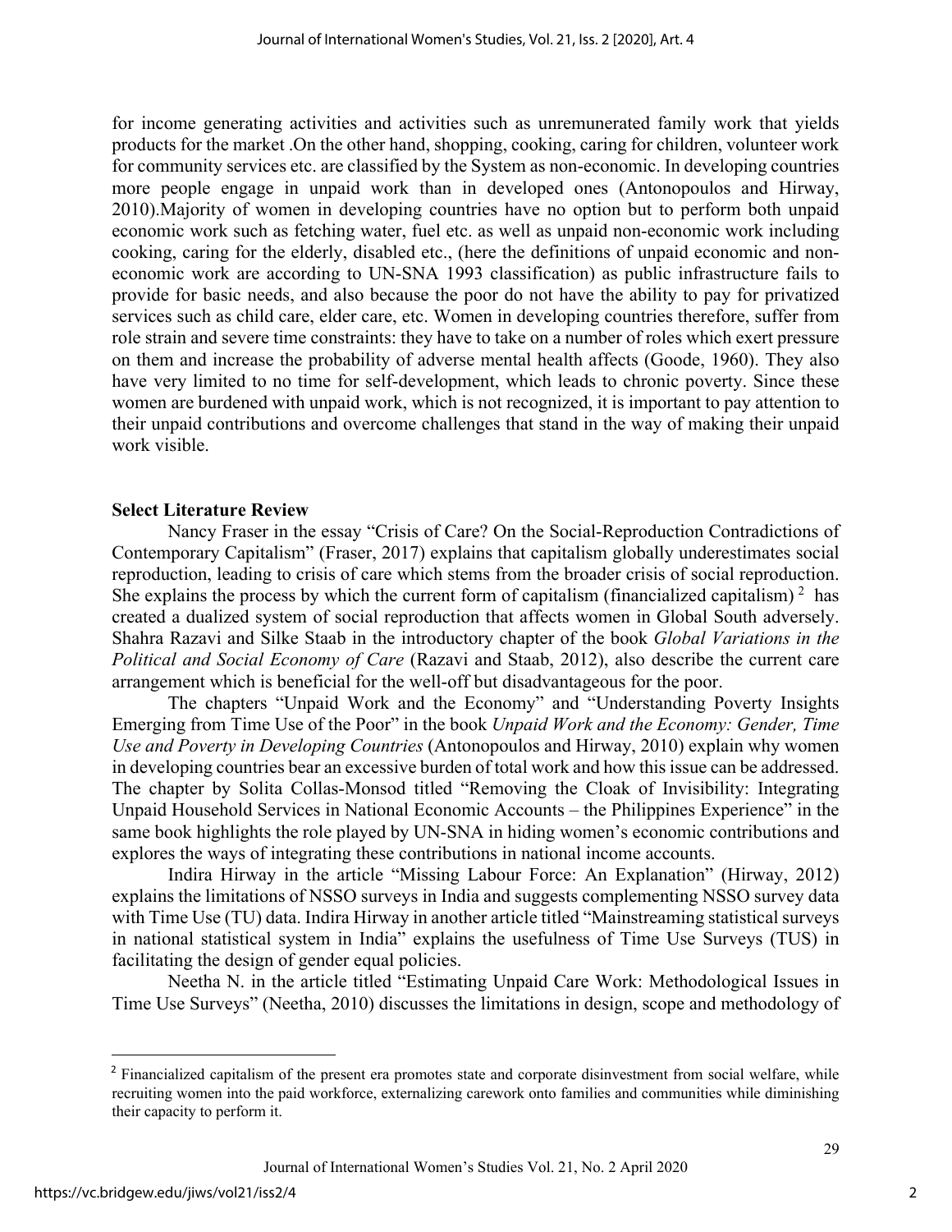for income generating activities and activities such as unremunerated family work that yields products for the market .On the other hand, shopping, cooking, caring for children, volunteer work for community services etc. are classified by the System as non-economic. In developing countries more people engage in unpaid work than in developed ones (Antonopoulos and Hirway, 2010).Majority of women in developing countries have no option but to perform both unpaid economic work such as fetching water, fuel etc. as well as unpaid non-economic work including cooking, caring for the elderly, disabled etc., (here the definitions of unpaid economic and non-economic work are according to UN-SNA 1993 classification) as public infrastructure fails to provide for basic needs, and also because the poor do not have the ability to pay for privatized services such as child care, elder care, etc. Women in developing countries therefore, suffer from role strain and severe time constraints: they have to take on a number of roles which exert pressure on them and increase the probability of adverse mental health affects (Goode, 1960). They also have very limited to no time for self-development, which leads to chronic poverty. Since these women are burdened with unpaid work, which is not recognized, it is important to pay attention to their unpaid contributions and overcome challenges that stand in the way of making their unpaid work visible.

**Select Literature Review**

Nancy Fraser in the essay "Crisis of Care? On the Social-Reproduction Contradictions of Contemporary Capitalism" (Fraser, 2017) explains that capitalism globally underestimates social reproduction, leading to crisis of care which stems from the broader crisis of social reproduction. She explains the process by which the current form of capitalism (financialized capitalism) [2] has created a dualized system of social reproduction that affects women in Global South adversely. Shahra Razavi and Silke Staab in the introductory chapter of the book *Global Variations in the Political and Social Economy of Care* (Razavi and Staab, 2012), also describe the current care arrangement which is beneficial for the well-off but disadvantageous for the poor.

The chapters "Unpaid Work and the Economy" and "Understanding Poverty Insights Emerging from Time Use of the Poor" in the book *Unpaid Work and the Economy: Gender, Time Use and Poverty in Developing Countries* (Antonopoulos and Hirway, 2010) explain why women in developing countries bear an excessive burden of total work and how this issue can be addressed. The chapter by Solita Collas-Monsod titled "Removing the Cloak of Invisibility: Integrating Unpaid Household Services in National Economic Accounts – the Philippines Experience" in the same book highlights the role played by UN-SNA in hiding women's economic contributions and explores the ways of integrating these contributions in national income accounts.

Indira Hirway in the article "Missing Labour Force: An Explanation" (Hirway, 2012) explains the limitations of NSSO surveys in India and suggests complementing NSSO survey data with Time Use (TU) data. Indira Hirway in another article titled "Mainstreaming statistical surveys in national statistical system in India" explains the usefulness of Time Use Surveys (TUS) in facilitating the design of gender equal policies.

Neetha N. in the article titled "Estimating Unpaid Care Work: Methodological Issues in Time Use Surveys" (Neetha, 2010) discusses the limitations in design, scope and methodology of

[2] Financialized capitalism of the present era promotes state and corporate disinvestment from social welfare, while recruiting women into the paid workforce, externalizing carework onto families and communities while diminishing their capacity to perform it.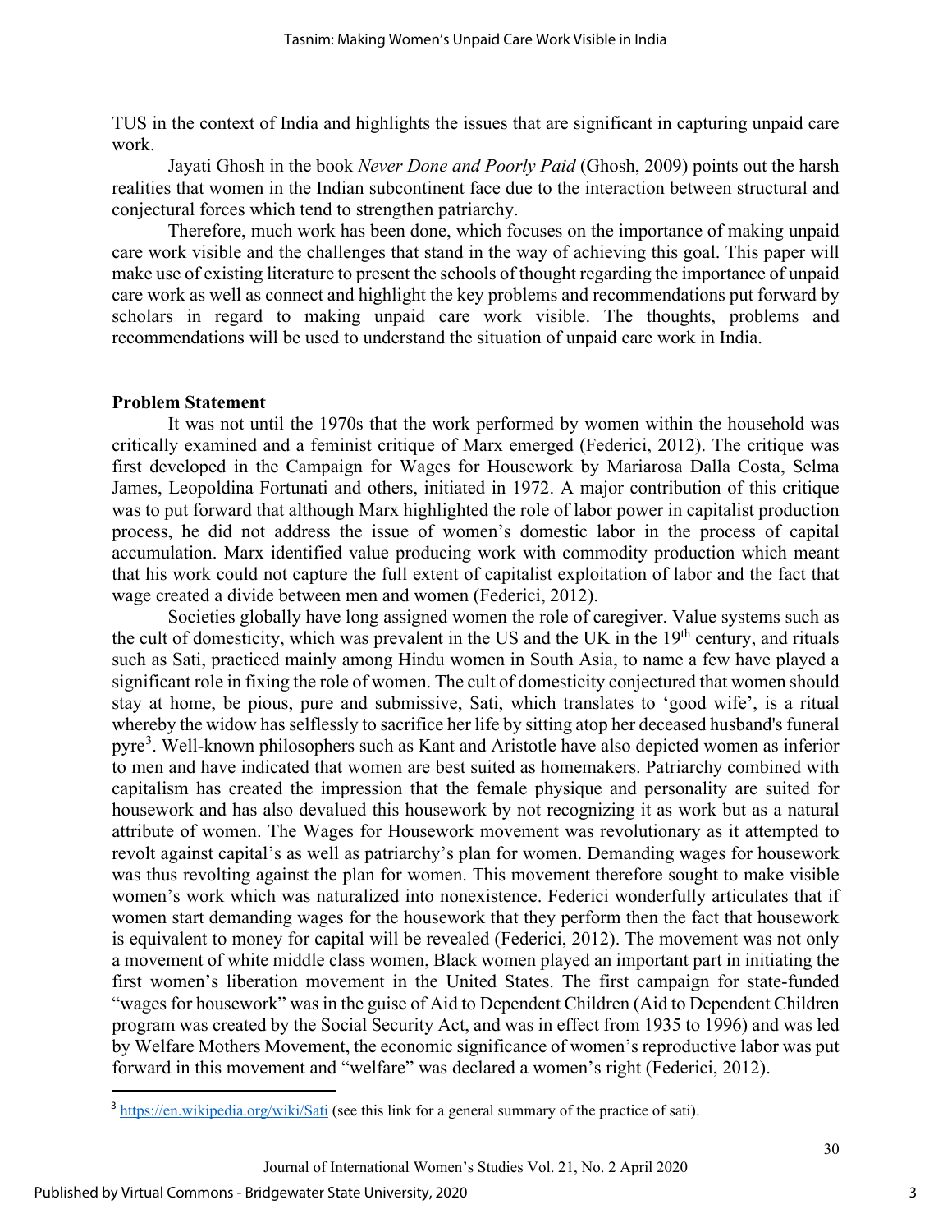TUS in the context of India and highlights the issues that are significant in capturing unpaid care work.

Jayati Ghosh in the book *Never Done and Poorly Paid* (Ghosh, 2009) points out the harsh realities that women in the Indian subcontinent face due to the interaction between structural and conjectural forces which tend to strengthen patriarchy.

Therefore, much work has been done, which focuses on the importance of making unpaid care work visible and the challenges that stand in the way of achieving this goal. This paper will make use of existing literature to present the schools of thought regarding the importance of unpaid care work as well as connect and highlight the key problems and recommendations put forward by scholars in regard to making unpaid care work visible. The thoughts, problems and recommendations will be used to understand the situation of unpaid care work in India.

## Problem Statement

It was not until the 1970s that the work performed by women within the household was critically examined and a feminist critique of Marx emerged (Federici, 2012). The critique was first developed in the Campaign for Wages for Housework by Mariarosa Dalla Costa, Selma James, Leopoldina Fortunati and others, initiated in 1972. A major contribution of this critique was to put forward that although Marx highlighted the role of labor power in capitalist production process, he did not address the issue of women's domestic labor in the process of capital accumulation. Marx identified value producing work with commodity production which meant that his work could not capture the full extent of capitalist exploitation of labor and the fact that wage created a divide between men and women (Federici, 2012).

Societies globally have long assigned women the role of caregiver. Value systems such as the cult of domesticity, which was prevalent in the US and the UK in the 19th century, and rituals such as Sati, practiced mainly among Hindu women in South Asia, to name a few have played a significant role in fixing the role of women. The cult of domesticity conjectured that women should stay at home, be pious, pure and submissive, Sati, which translates to 'good wife', is a ritual whereby the widow has selflessly to sacrifice her life by sitting atop her deceased husband's funeral pyre[3]. Well-known philosophers such as Kant and Aristotle have also depicted women as inferior to men and have indicated that women are best suited as homemakers. Patriarchy combined with capitalism has created the impression that the female physique and personality are suited for housework and has also devalued this housework by not recognizing it as work but as a natural attribute of women. The Wages for Housework movement was revolutionary as it attempted to revolt against capital's as well as patriarchy's plan for women. Demanding wages for housework was thus revolting against the plan for women. This movement therefore sought to make visible women's work which was naturalized into nonexistence. Federici wonderfully articulates that if women start demanding wages for the housework that they perform then the fact that housework is equivalent to money for capital will be revealed (Federici, 2012). The movement was not only a movement of white middle class women, Black women played an important part in initiating the first women's liberation movement in the United States. The first campaign for state-funded "wages for housework" was in the guise of Aid to Dependent Children (Aid to Dependent Children program was created by the Social Security Act, and was in effect from 1935 to 1996) and was led by Welfare Mothers Movement, the economic significance of women's reproductive labor was put forward in this movement and "welfare" was declared a women's right (Federici, 2012).

---

[3] https://en.wikipedia.org/wiki/Sati (see this link for a general summary of the practice of sati).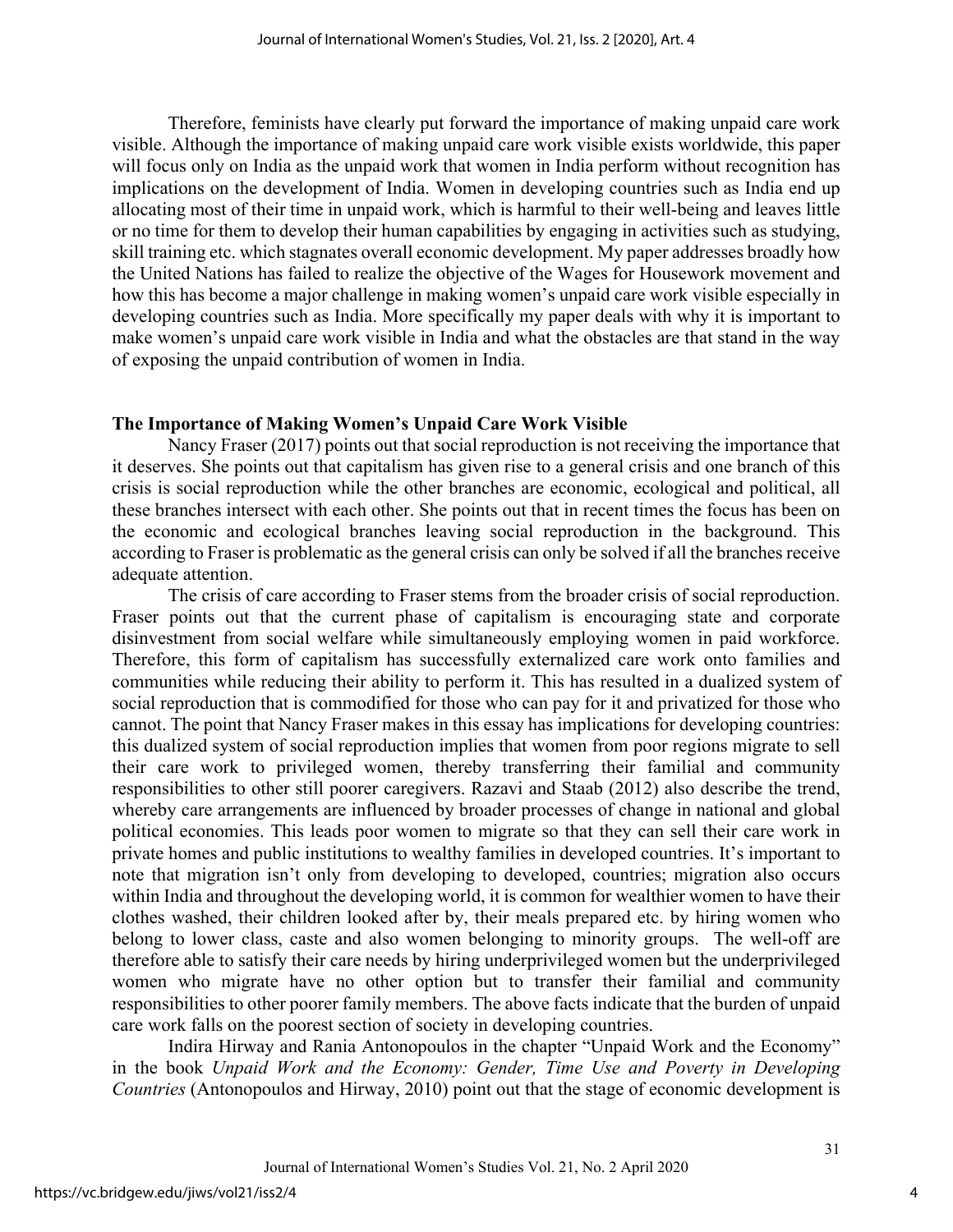Therefore, feminists have clearly put forward the importance of making unpaid care work visible. Although the importance of making unpaid care work visible exists worldwide, this paper will focus only on India as the unpaid work that women in India perform without recognition has implications on the development of India. Women in developing countries such as India end up allocating most of their time in unpaid work, which is harmful to their well-being and leaves little or no time for them to develop their human capabilities by engaging in activities such as studying, skill training etc. which stagnates overall economic development. My paper addresses broadly how the United Nations has failed to realize the objective of the Wages for Housework movement and how this has become a major challenge in making women's unpaid care work visible especially in developing countries such as India. More specifically my paper deals with why it is important to make women's unpaid care work visible in India and what the obstacles are that stand in the way of exposing the unpaid contribution of women in India.

## The Importance of Making Women's Unpaid Care Work Visible

Nancy Fraser (2017) points out that social reproduction is not receiving the importance that it deserves. She points out that capitalism has given rise to a general crisis and one branch of this crisis is social reproduction while the other branches are economic, ecological and political, all these branches intersect with each other. She points out that in recent times the focus has been on the economic and ecological branches leaving social reproduction in the background. This according to Fraser is problematic as the general crisis can only be solved if all the branches receive adequate attention.

The crisis of care according to Fraser stems from the broader crisis of social reproduction. Fraser points out that the current phase of capitalism is encouraging state and corporate disinvestment from social welfare while simultaneously employing women in paid workforce. Therefore, this form of capitalism has successfully externalized care work onto families and communities while reducing their ability to perform it. This has resulted in a dualized system of social reproduction that is commodified for those who can pay for it and privatized for those who cannot. The point that Nancy Fraser makes in this essay has implications for developing countries: this dualized system of social reproduction implies that women from poor regions migrate to sell their care work to privileged women, thereby transferring their familial and community responsibilities to other still poorer caregivers. Razavi and Staab (2012) also describe the trend, whereby care arrangements are influenced by broader processes of change in national and global political economies. This leads poor women to migrate so that they can sell their care work in private homes and public institutions to wealthy families in developed countries. It's important to note that migration isn't only from developing to developed, countries; migration also occurs within India and throughout the developing world, it is common for wealthier women to have their clothes washed, their children looked after by, their meals prepared etc. by hiring women who belong to lower class, caste and also women belonging to minority groups. The well-off are therefore able to satisfy their care needs by hiring underprivileged women but the underprivileged women who migrate have no other option but to transfer their familial and community responsibilities to other poorer family members. The above facts indicate that the burden of unpaid care work falls on the poorest section of society in developing countries.

Indira Hirway and Rania Antonopoulos in the chapter "Unpaid Work and the Economy" in the book *Unpaid Work and the Economy: Gender, Time Use and Poverty in Developing Countries* (Antonopoulos and Hirway, 2010) point out that the stage of economic development is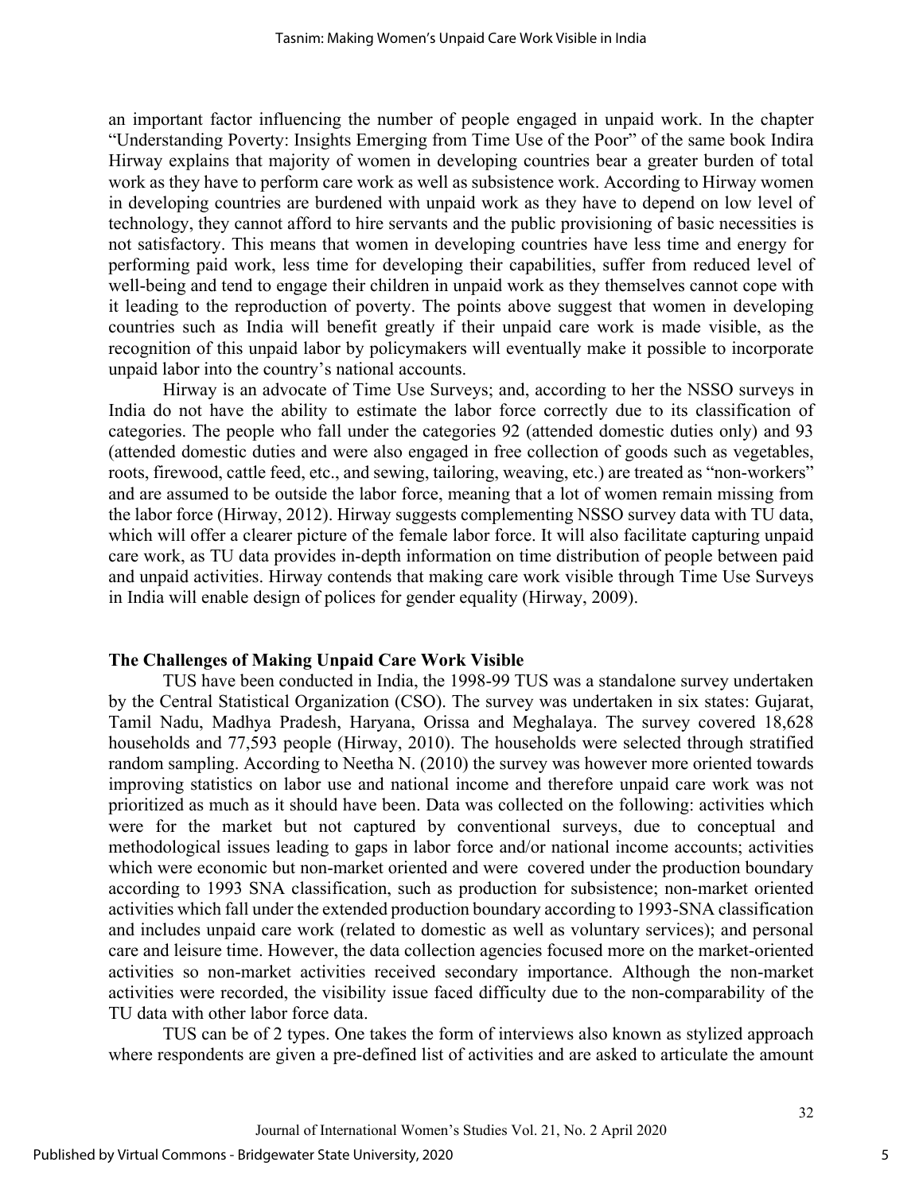an important factor influencing the number of people engaged in unpaid work. In the chapter "Understanding Poverty: Insights Emerging from Time Use of the Poor" of the same book Indira Hirway explains that majority of women in developing countries bear a greater burden of total work as they have to perform care work as well as subsistence work. According to Hirway women in developing countries are burdened with unpaid work as they have to depend on low level of technology, they cannot afford to hire servants and the public provisioning of basic necessities is not satisfactory. This means that women in developing countries have less time and energy for performing paid work, less time for developing their capabilities, suffer from reduced level of well-being and tend to engage their children in unpaid work as they themselves cannot cope with it leading to the reproduction of poverty. The points above suggest that women in developing countries such as India will benefit greatly if their unpaid care work is made visible, as the recognition of this unpaid labor by policymakers will eventually make it possible to incorporate unpaid labor into the country's national accounts.

Hirway is an advocate of Time Use Surveys; and, according to her the NSSO surveys in India do not have the ability to estimate the labor force correctly due to its classification of categories. The people who fall under the categories 92 (attended domestic duties only) and 93 (attended domestic duties and were also engaged in free collection of goods such as vegetables, roots, firewood, cattle feed, etc., and sewing, tailoring, weaving, etc.) are treated as "non-workers" and are assumed to be outside the labor force, meaning that a lot of women remain missing from the labor force (Hirway, 2012). Hirway suggests complementing NSSO survey data with TU data, which will offer a clearer picture of the female labor force. It will also facilitate capturing unpaid care work, as TU data provides in-depth information on time distribution of people between paid and unpaid activities. Hirway contends that making care work visible through Time Use Surveys in India will enable design of polices for gender equality (Hirway, 2009).

## The Challenges of Making Unpaid Care Work Visible

TUS have been conducted in India, the 1998-99 TUS was a standalone survey undertaken by the Central Statistical Organization (CSO). The survey was undertaken in six states: Gujarat, Tamil Nadu, Madhya Pradesh, Haryana, Orissa and Meghalaya. The survey covered 18,628 households and 77,593 people (Hirway, 2010). The households were selected through stratified random sampling. According to Neetha N. (2010) the survey was however more oriented towards improving statistics on labor use and national income and therefore unpaid care work was not prioritized as much as it should have been. Data was collected on the following: activities which were for the market but not captured by conventional surveys, due to conceptual and methodological issues leading to gaps in labor force and/or national income accounts; activities which were economic but non-market oriented and were covered under the production boundary according to 1993 SNA classification, such as production for subsistence; non-market oriented activities which fall under the extended production boundary according to 1993-SNA classification and includes unpaid care work (related to domestic as well as voluntary services); and personal care and leisure time. However, the data collection agencies focused more on the market-oriented activities so non-market activities received secondary importance. Although the non-market activities were recorded, the visibility issue faced difficulty due to the non-comparability of the TU data with other labor force data.

TUS can be of 2 types. One takes the form of interviews also known as stylized approach where respondents are given a pre-defined list of activities and are asked to articulate the amount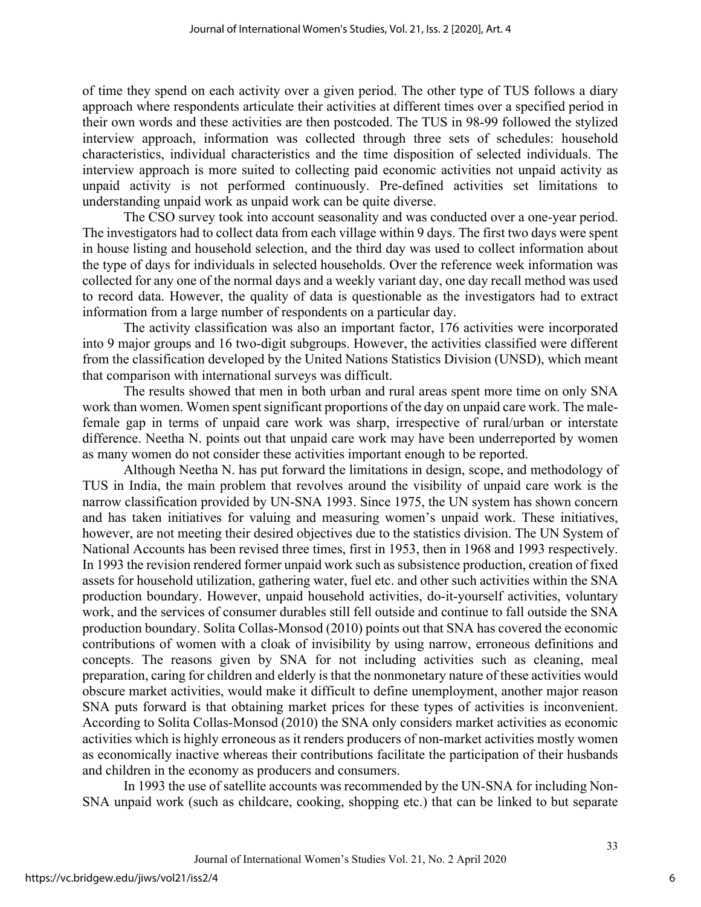of time they spend on each activity over a given period. The other type of TUS follows a diary approach where respondents articulate their activities at different times over a specified period in their own words and these activities are then postcoded. The TUS in 98-99 followed the stylized interview approach, information was collected through three sets of schedules: household characteristics, individual characteristics and the time disposition of selected individuals. The interview approach is more suited to collecting paid economic activities not unpaid activity as unpaid activity is not performed continuously. Pre-defined activities set limitations to understanding unpaid work as unpaid work can be quite diverse.

The CSO survey took into account seasonality and was conducted over a one-year period. The investigators had to collect data from each village within 9 days. The first two days were spent in house listing and household selection, and the third day was used to collect information about the type of days for individuals in selected households. Over the reference week information was collected for any one of the normal days and a weekly variant day, one day recall method was used to record data. However, the quality of data is questionable as the investigators had to extract information from a large number of respondents on a particular day.

The activity classification was also an important factor, 176 activities were incorporated into 9 major groups and 16 two-digit subgroups. However, the activities classified were different from the classification developed by the United Nations Statistics Division (UNSD), which meant that comparison with international surveys was difficult.

The results showed that men in both urban and rural areas spent more time on only SNA work than women. Women spent significant proportions of the day on unpaid care work. The male-female gap in terms of unpaid care work was sharp, irrespective of rural/urban or interstate difference. Neetha N. points out that unpaid care work may have been underreported by women as many women do not consider these activities important enough to be reported.

Although Neetha N. has put forward the limitations in design, scope, and methodology of TUS in India, the main problem that revolves around the visibility of unpaid care work is the narrow classification provided by UN-SNA 1993. Since 1975, the UN system has shown concern and has taken initiatives for valuing and measuring women's unpaid work. These initiatives, however, are not meeting their desired objectives due to the statistics division. The UN System of National Accounts has been revised three times, first in 1953, then in 1968 and 1993 respectively. In 1993 the revision rendered former unpaid work such as subsistence production, creation of fixed assets for household utilization, gathering water, fuel etc. and other such activities within the SNA production boundary. However, unpaid household activities, do-it-yourself activities, voluntary work, and the services of consumer durables still fell outside and continue to fall outside the SNA production boundary. Solita Collas-Monsod (2010) points out that SNA has covered the economic contributions of women with a cloak of invisibility by using narrow, erroneous definitions and concepts. The reasons given by SNA for not including activities such as cleaning, meal preparation, caring for children and elderly is that the nonmonetary nature of these activities would obscure market activities, would make it difficult to define unemployment, another major reason SNA puts forward is that obtaining market prices for these types of activities is inconvenient. According to Solita Collas-Monsod (2010) the SNA only considers market activities as economic activities which is highly erroneous as it renders producers of non-market activities mostly women as economically inactive whereas their contributions facilitate the participation of their husbands and children in the economy as producers and consumers.

In 1993 the use of satellite accounts was recommended by the UN-SNA for including Non-SNA unpaid work (such as childcare, cooking, shopping etc.) that can be linked to but separate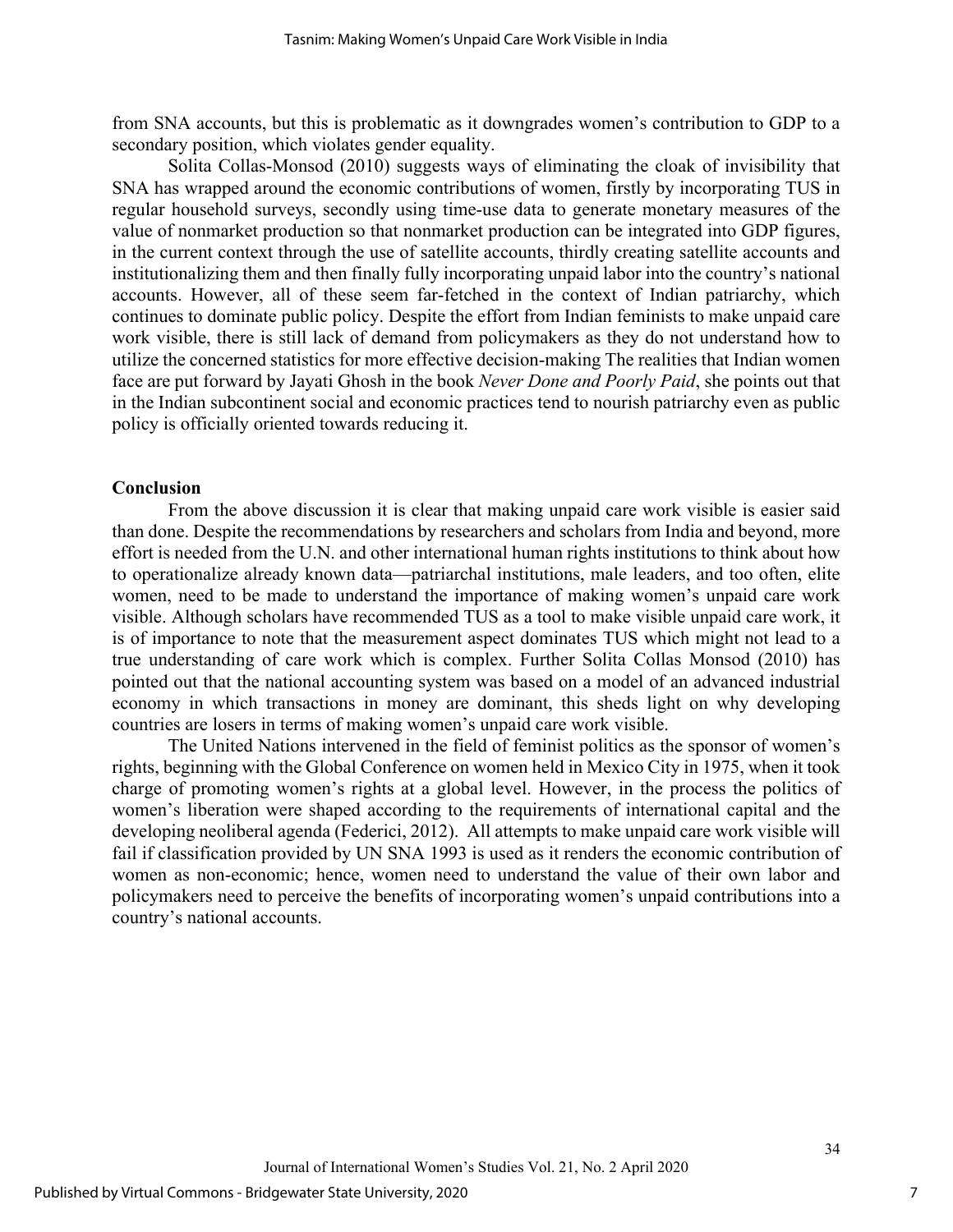from SNA accounts, but this is problematic as it downgrades women's contribution to GDP to a secondary position, which violates gender equality.

Solita Collas-Monsod (2010) suggests ways of eliminating the cloak of invisibility that SNA has wrapped around the economic contributions of women, firstly by incorporating TUS in regular household surveys, secondly using time-use data to generate monetary measures of the value of nonmarket production so that nonmarket production can be integrated into GDP figures, in the current context through the use of satellite accounts, thirdly creating satellite accounts and institutionalizing them and then finally fully incorporating unpaid labor into the country's national accounts. However, all of these seem far-fetched in the context of Indian patriarchy, which continues to dominate public policy. Despite the effort from Indian feminists to make unpaid care work visible, there is still lack of demand from policymakers as they do not understand how to utilize the concerned statistics for more effective decision-making The realities that Indian women face are put forward by Jayati Ghosh in the book *Never Done and Poorly Paid*, she points out that in the Indian subcontinent social and economic practices tend to nourish patriarchy even as public policy is officially oriented towards reducing it.

## Conclusion

From the above discussion it is clear that making unpaid care work visible is easier said than done. Despite the recommendations by researchers and scholars from India and beyond, more effort is needed from the U.N. and other international human rights institutions to think about how to operationalize already known data—patriarchal institutions, male leaders, and too often, elite women, need to be made to understand the importance of making women's unpaid care work visible. Although scholars have recommended TUS as a tool to make visible unpaid care work, it is of importance to note that the measurement aspect dominates TUS which might not lead to a true understanding of care work which is complex. Further Solita Collas Monsod (2010) has pointed out that the national accounting system was based on a model of an advanced industrial economy in which transactions in money are dominant, this sheds light on why developing countries are losers in terms of making women's unpaid care work visible.

The United Nations intervened in the field of feminist politics as the sponsor of women's rights, beginning with the Global Conference on women held in Mexico City in 1975, when it took charge of promoting women's rights at a global level. However, in the process the politics of women's liberation were shaped according to the requirements of international capital and the developing neoliberal agenda (Federici, 2012). All attempts to make unpaid care work visible will fail if classification provided by UN SNA 1993 is used as it renders the economic contribution of women as non-economic; hence, women need to understand the value of their own labor and policymakers need to perceive the benefits of incorporating women's unpaid contributions into a country's national accounts.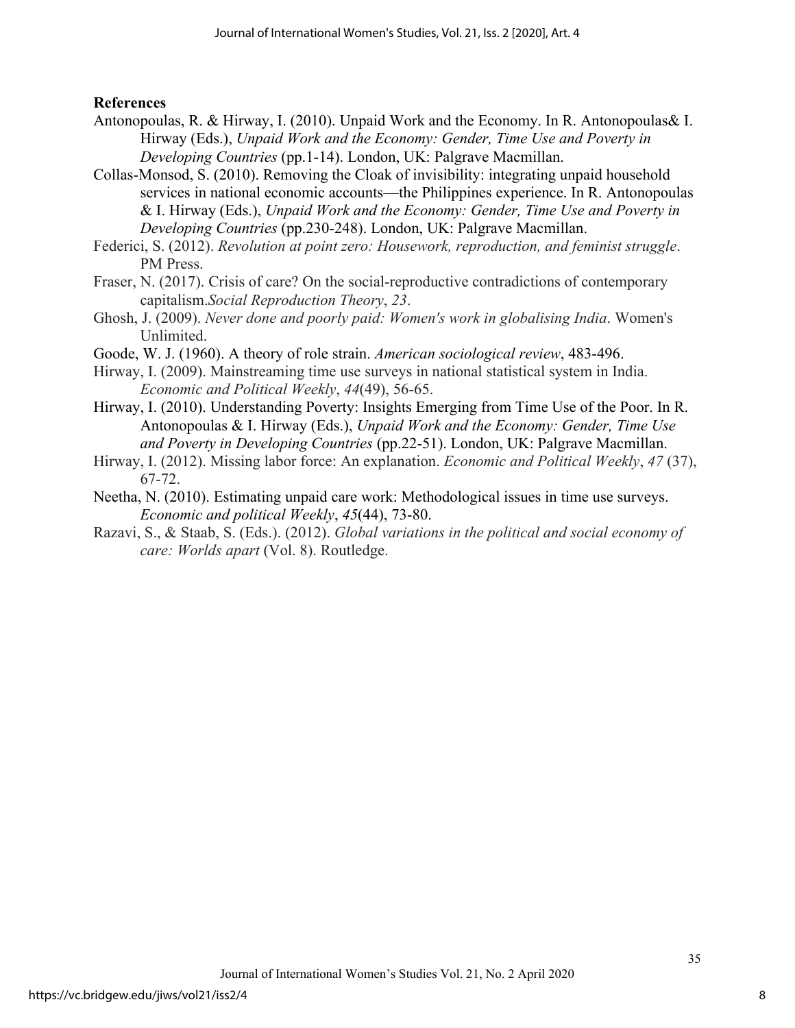**References**

Antonopoulas, R. & Hirway, I. (2010). Unpaid Work and the Economy. In R. Antonopoulas& I. Hirway (Eds.), *Unpaid Work and the Economy: Gender, Time Use and Poverty in Developing Countries* (pp.1-14). London, UK: Palgrave Macmillan.

Collas-Monsod, S. (2010). Removing the Cloak of invisibility: integrating unpaid household services in national economic accounts—the Philippines experience. In R. Antonopoulas & I. Hirway (Eds.), *Unpaid Work and the Economy: Gender, Time Use and Poverty in Developing Countries* (pp.230-248). London, UK: Palgrave Macmillan.

Federici, S. (2012). *Revolution at point zero: Housework, reproduction, and feminist struggle*. PM Press.

Fraser, N. (2017). Crisis of care? On the social-reproductive contradictions of contemporary capitalism.*Social Reproduction Theory*, *23*.

Ghosh, J. (2009). *Never done and poorly paid: Women's work in globalising India*. Women's Unlimited.

Goode, W. J. (1960). A theory of role strain. *American sociological review*, 483-496.

Hirway, I. (2009). Mainstreaming time use surveys in national statistical system in India. *Economic and Political Weekly*, *44*(49), 56-65.

Hirway, I. (2010). Understanding Poverty: Insights Emerging from Time Use of the Poor. In R. Antonopoulas & I. Hirway (Eds.), *Unpaid Work and the Economy: Gender, Time Use and Poverty in Developing Countries* (pp.22-51). London, UK: Palgrave Macmillan.

Hirway, I. (2012). Missing labor force: An explanation. *Economic and Political Weekly*, *47* (37), 67-72.

Neetha, N. (2010). Estimating unpaid care work: Methodological issues in time use surveys. *Economic and political Weekly*, *45*(44), 73-80.

Razavi, S., & Staab, S. (Eds.). (2012). *Global variations in the political and social economy of care: Worlds apart* (Vol. 8). Routledge.